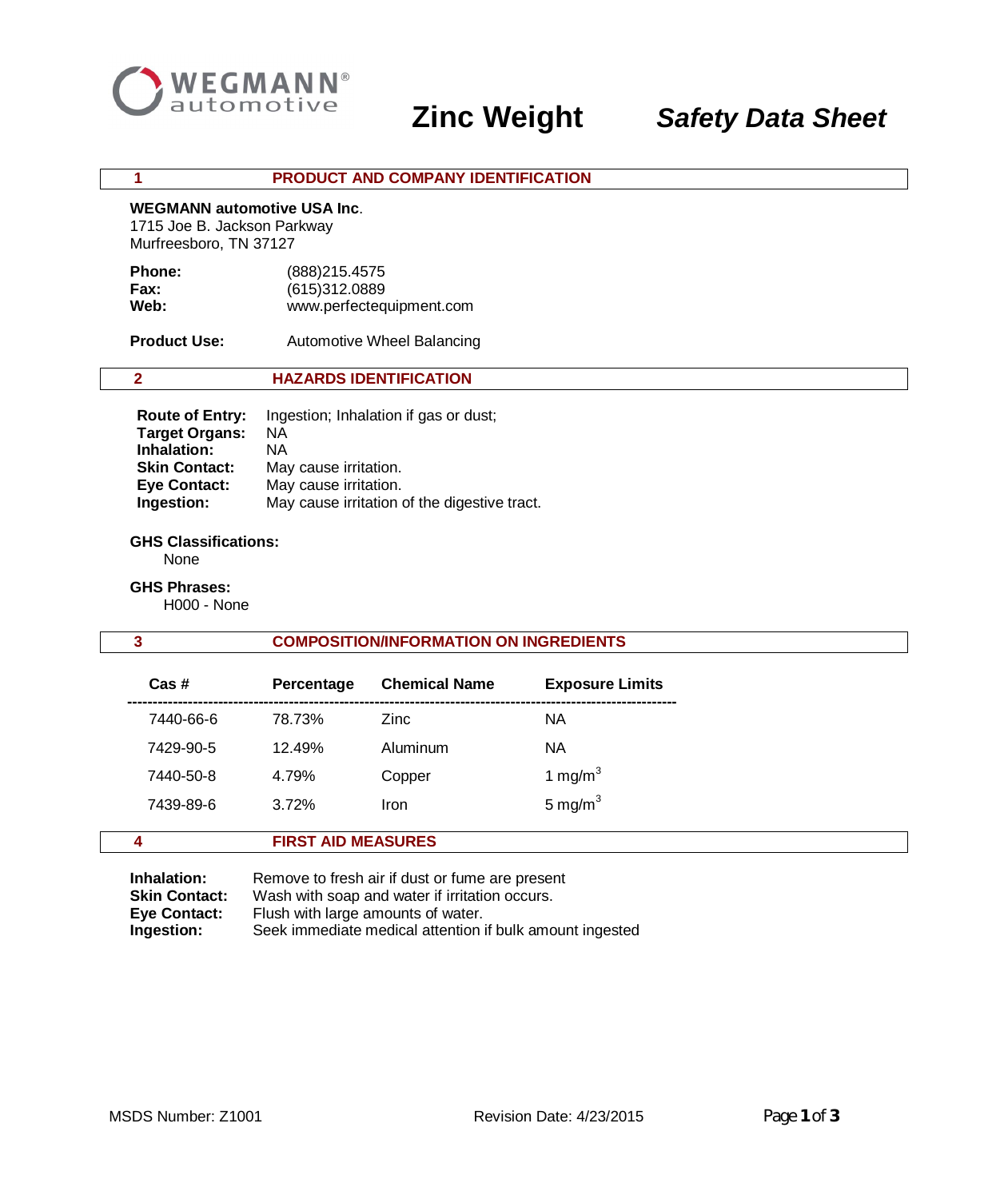WEGMANN® automotive

# Zinc Weight *Safety Data Sheet*

## 1 PRODUCT AND COMPANY IDENTIFICATION

**WEGMANN automotive USA Inc**.
1715 Joe B. Jackson Parkway
Murfreesboro, TN 37127

**Phone:** (888)215.4575
**Fax:** (615)312.0889
**Web:** www.perfectequipment.com

**Product Use:** Automotive Wheel Balancing

## 2 HAZARDS IDENTIFICATION

**Route of Entry:** Ingestion; Inhalation if gas or dust;
**Target Organs:** NA
**Inhalation:** NA
**Skin Contact:** May cause irritation.
**Eye Contact:** May cause irritation.
**Ingestion:** May cause irritation of the digestive tract.

**GHS Classifications:**
None

**GHS Phrases:**
H000 - None

## 3 COMPOSITION/INFORMATION ON INGREDIENTS

| Cas # | Percentage | Chemical Name | Exposure Limits |
|---|---|---|---|
| 7440-66-6 | 78.73% | Zinc | NA |
| 7429-90-5 | 12.49% | Aluminum | NA |
| 7440-50-8 | 4.79% | Copper | 1 $mg/m^3$ |
| 7439-89-6 | 3.72% | Iron | 5 $mg/m^3$ |

## 4 FIRST AID MEASURES

**Inhalation:** Remove to fresh air if dust or fume are present
**Skin Contact:** Wash with soap and water if irritation occurs.
**Eye Contact:** Flush with large amounts of water.
**Ingestion:** Seek immediate medical attention if bulk amount ingested

MSDS Number: Z1001 Revision Date: 4/23/2015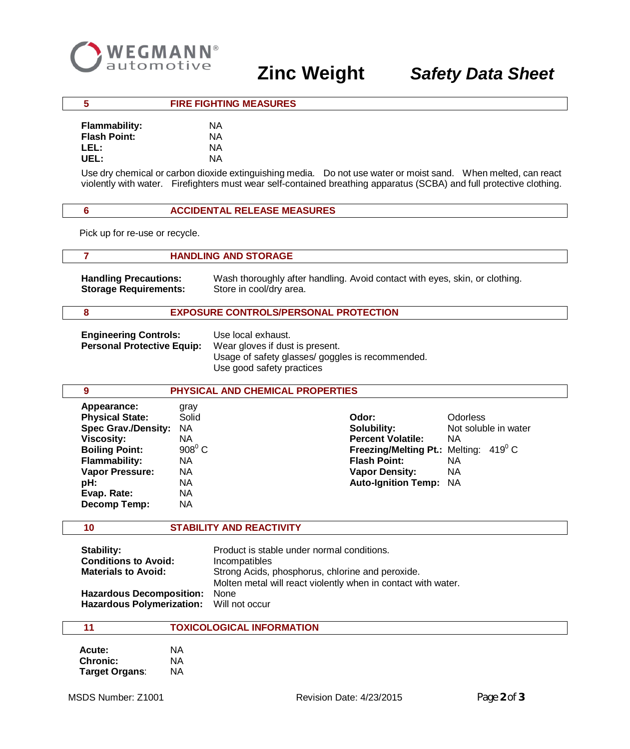## 5 FIRE FIGHTING MEASURES

**Flammability:** NA
**Flash Point:** NA
**LEL:** NA
**UEL:** NA

Use dry chemical or carbon dioxide extinguishing media. Do not use water or moist sand. When melted, can react violently with water. Firefighters must wear self-contained breathing apparatus (SCBA) and full protective clothing.

## 6 ACCIDENTAL RELEASE MEASURES

Pick up for re-use or recycle.

## 7 HANDLING AND STORAGE

**Handling Precautions:** Wash thoroughly after handling. Avoid contact with eyes, skin, or clothing.
**Storage Requirements:** Store in cool/dry area.

## 8 EXPOSURE CONTROLS/PERSONAL PROTECTION

**Engineering Controls:** Use local exhaust.
**Personal Protective Equip:** Wear gloves if dust is present.
Usage of safety glasses/ goggles is recommended.
Use good safety practices

## 9 PHYSICAL AND CHEMICAL PROPERTIES

| | | | |
|---|---|---|---|
| **Appearance:** | gray | | |
| **Physical State:** | Solid | **Odor:** | Odorless |
| **Spec Grav./Density:** | NA | **Solubility:** | Not soluble in water |
| **Viscosity:** | NA | **Percent Volatile:** | NA |
| **Boiling Point:** | $908^0$ C | **Freezing/Melting Pt.:** | Melting: $419^0$ C |
| **Flammability:** | NA | **Flash Point:** | NA |
| **Vapor Pressure:** | NA | **Vapor Density:** | NA |
| **pH:** | NA | **Auto-Ignition Temp:** | NA |
| **Evap. Rate:** | NA | | |
| **Decomp Temp:** | NA | | |

## 10 STABILITY AND REACTIVITY

**Stability:** Product is stable under normal conditions.
**Conditions to Avoid:** Incompatibles
**Materials to Avoid:** Strong Acids, phosphorus, chlorine and peroxide.
Molten metal will react violently when in contact with water.
**Hazardous Decomposition:** None
**Hazardous Polymerization:** Will not occur

## 11 TOXICOLOGICAL INFORMATION

**Acute:** NA
**Chronic:** NA
**Target Organs**: NA

MSDS Number: Z1001 Revision Date: 4/23/2015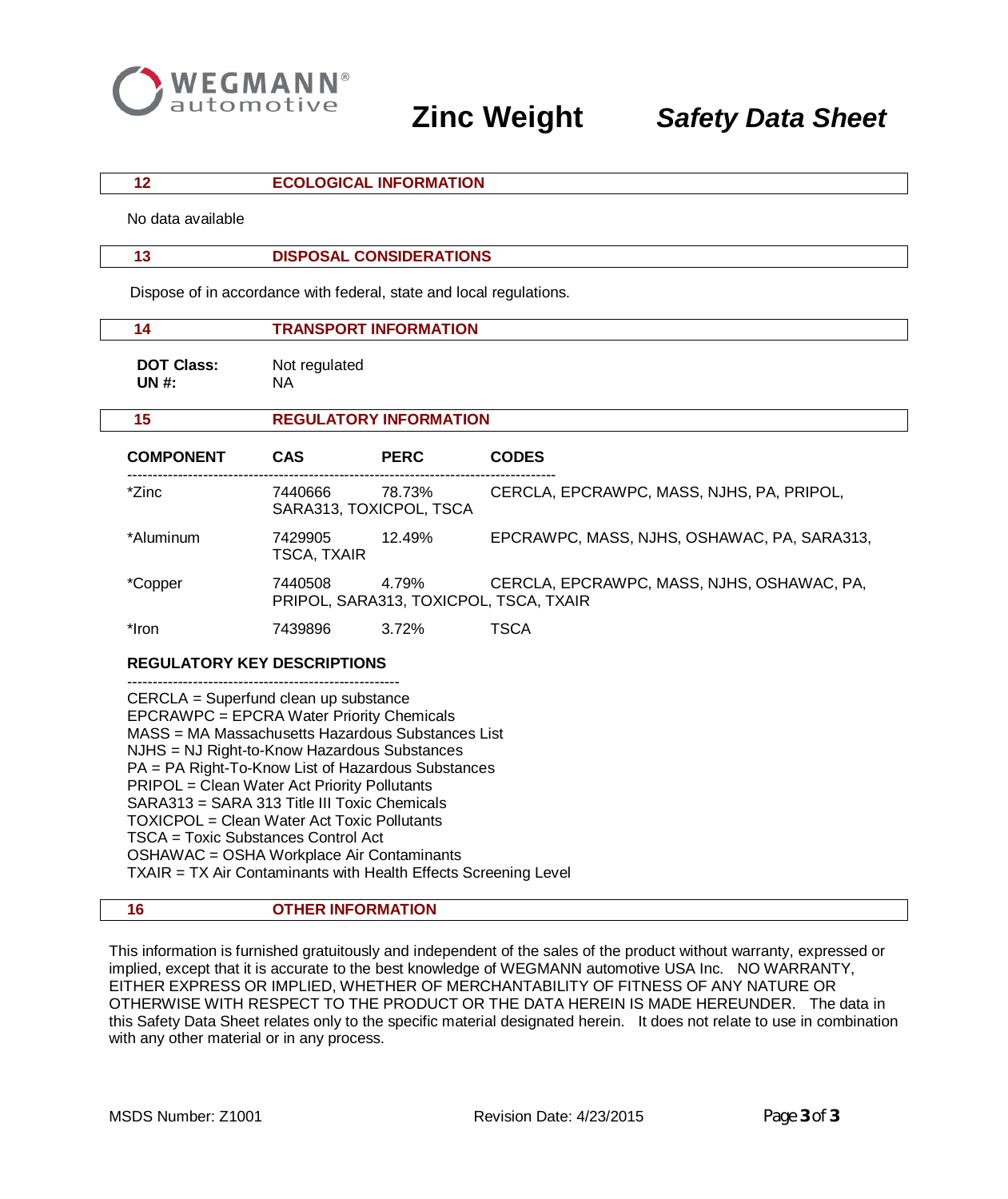## 12 ECOLOGICAL INFORMATION

No data available

## 13 DISPOSAL CONSIDERATIONS

Dispose of in accordance with federal, state and local regulations.

## 14 TRANSPORT INFORMATION

**DOT Class:** Not regulated
**UN #:** NA

## 15 REGULATORY INFORMATION

| COMPONENT | CAS | PERC | CODES |
|---|---|---|---|
| *Zinc | 7440666 | 78.73% | CERCLA, EPCRAWPC, MASS, NJHS, PA, PRIPOL, SARA313, TOXICPOL, TSCA |
| *Aluminum | 7429905 | 12.49% | EPCRAWPC, MASS, NJHS, OSHAWAC, PA, SARA313, TSCA, TXAIR |
| *Copper | 7440508 | 4.79% | CERCLA, EPCRAWPC, MASS, NJHS, OSHAWAC, PA, PRIPOL, SARA313, TOXICPOL, TSCA, TXAIR |
| *Iron | 7439896 | 3.72% | TSCA |

**REGULATORY KEY DESCRIPTIONS**

CERCLA = Superfund clean up substance
EPCRAWPC = EPCRA Water Priority Chemicals
MASS = MA Massachusetts Hazardous Substances List
NJHS = NJ Right-to-Know Hazardous Substances
PA = PA Right-To-Know List of Hazardous Substances
PRIPOL = Clean Water Act Priority Pollutants
SARA313 = SARA 313 Title III Toxic Chemicals
TOXICPOL = Clean Water Act Toxic Pollutants
TSCA = Toxic Substances Control Act
OSHAWAC = OSHA Workplace Air Contaminants
TXAIR = TX Air Contaminants with Health Effects Screening Level

## 16 OTHER INFORMATION

This information is furnished gratuitously and independent of the sales of the product without warranty, expressed or implied, except that it is accurate to the best knowledge of WEGMANN automotive USA Inc. NO WARRANTY, EITHER EXPRESS OR IMPLIED, WHETHER OF MERCHANTABILITY OF FITNESS OF ANY NATURE OR OTHERWISE WITH RESPECT TO THE PRODUCT OR THE DATA HEREIN IS MADE HEREUNDER. The data in this Safety Data Sheet relates only to the specific material designated herein. It does not relate to use in combination with any other material or in any process.

MSDS Number: Z1001 Revision Date: 4/23/2015